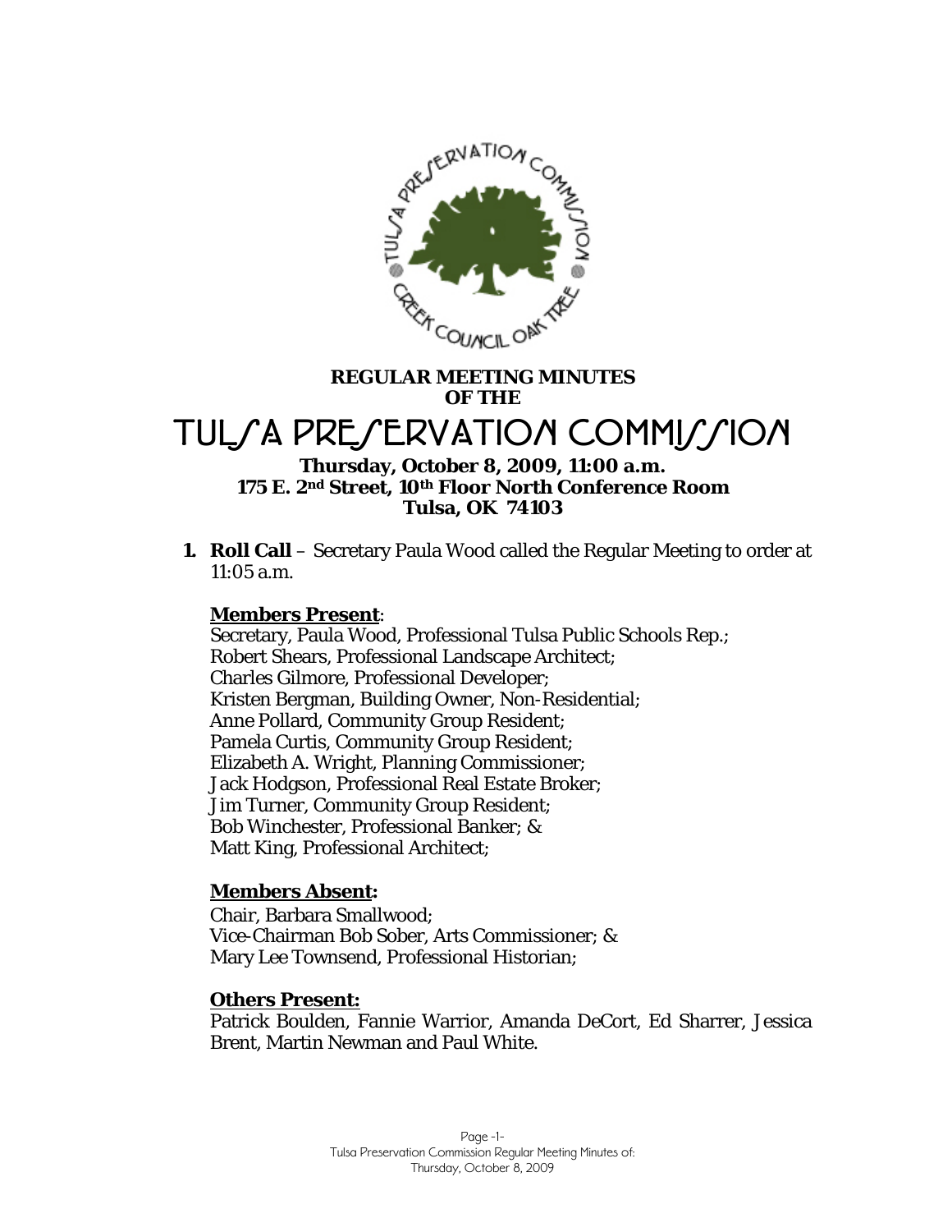**REGULAR MEETING MINUTES OF THE**

# TULSA PRESERVATION COMMISSION

**Thursday, October 8, 2009, 11:00 a.m.**
**175 E. 2nd Street, 10th Floor North Conference Room**
**Tulsa, OK 74103**

1. **Roll Call** – Secretary Paula Wood called the Regular Meeting to order at 11:05 a.m.

   **Members Present**:
   Secretary, Paula Wood, Professional Tulsa Public Schools Rep.;
   Robert Shears, Professional Landscape Architect;
   Charles Gilmore, Professional Developer;
   Kristen Bergman, Building Owner, Non-Residential;
   Anne Pollard, Community Group Resident;
   Pamela Curtis, Community Group Resident;
   Elizabeth A. Wright, Planning Commissioner;
   Jack Hodgson, Professional Real Estate Broker;
   Jim Turner, Community Group Resident;
   Bob Winchester, Professional Banker; &
   Matt King, Professional Architect;

   **Members Absent:**
   Chair, Barbara Smallwood;
   Vice-Chairman Bob Sober, Arts Commissioner; &
   Mary Lee Townsend, Professional Historian;

   **Others Present:**
   Patrick Boulden, Fannie Warrior, Amanda DeCort, Ed Sharrer, Jessica Brent, Martin Newman and Paul White.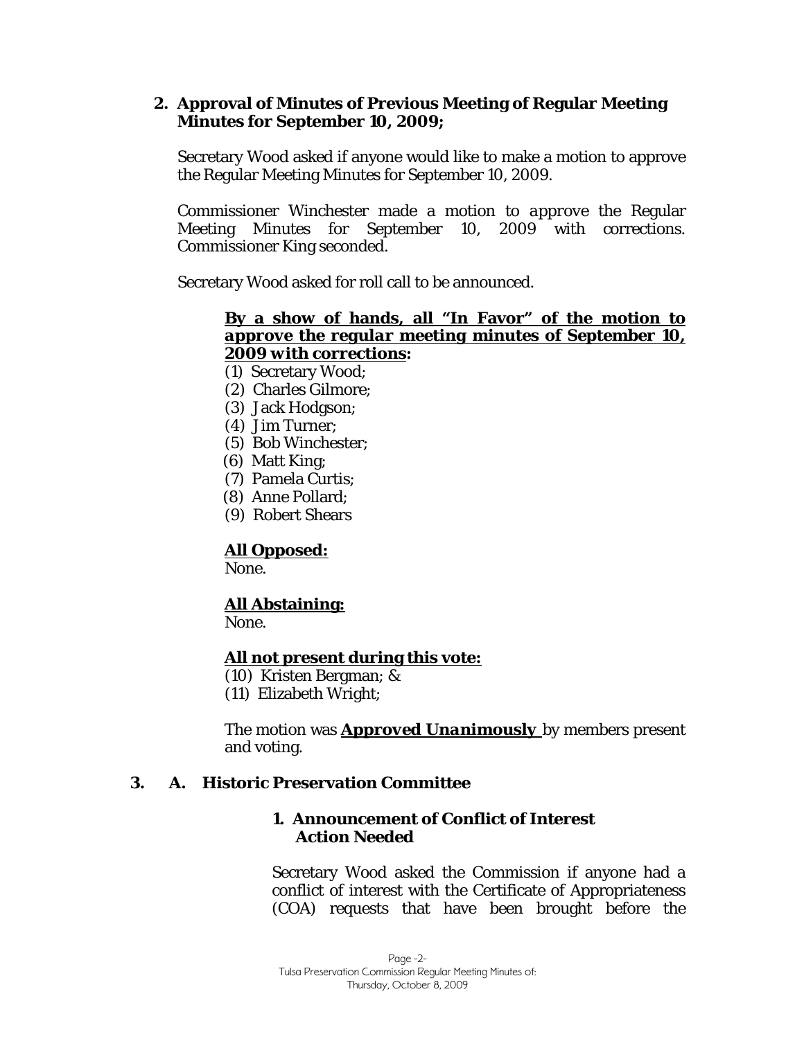**2. Approval of Minutes of Previous Meeting of Regular Meeting Minutes for September 10, 2009;**

Secretary Wood asked if anyone would like to make a motion to approve the Regular Meeting Minutes for September 10, 2009.

Commissioner Winchester made a motion to approve the Regular Meeting Minutes for September 10, 2009 with corrections. Commissioner King seconded.

Secretary Wood asked for roll call to be announced.

**By a show of hands, all "In Favor" of the motion to *approve the regular meeting minutes of September 10, 2009 with corrections*:**

(1) Secretary Wood;
(2) Charles Gilmore;
(3) Jack Hodgson;
(4) Jim Turner;
(5) Bob Winchester;
(6) Matt King;
(7) Pamela Curtis;
(8) Anne Pollard;
(9) Robert Shears

**All Opposed:**
None.

**All Abstaining:**
None.

**All not present during this vote:**
(10) Kristen Bergman; &
(11) Elizabeth Wright;

The motion was ***Approved Unanimously*** by members present and voting.

**3. A. Historic Preservation Committee**

**1. Announcement of Conflict of Interest Action Needed**

Secretary Wood asked the Commission if anyone had a conflict of interest with the Certificate of Appropriateness (COA) requests that have been brought before the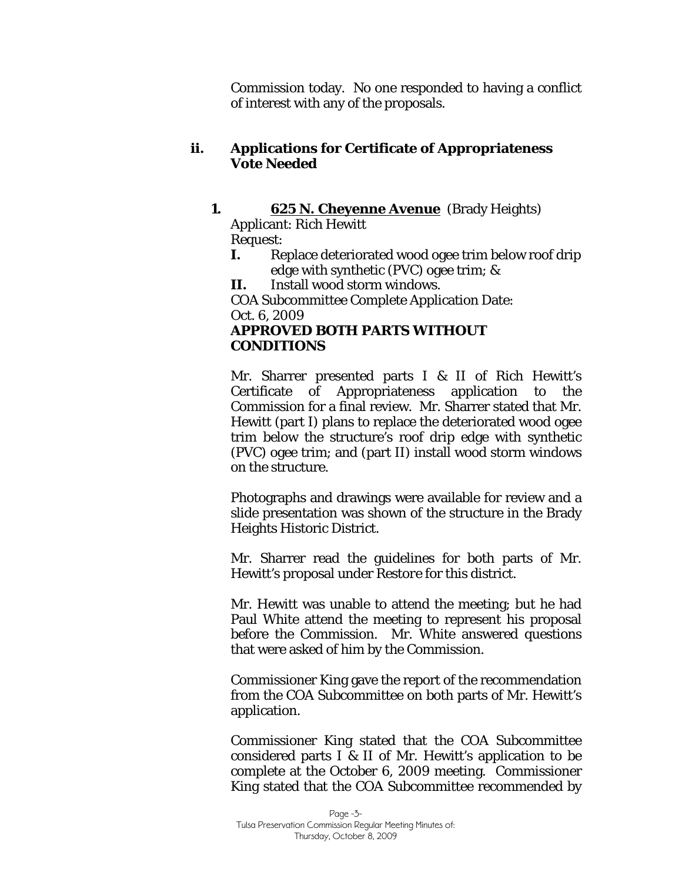Commission today. No one responded to having a conflict of interest with any of the proposals.

### ii. Applications for Certificate of Appropriateness Vote Needed

**1. 625 N. Cheyenne Avenue** (Brady Heights)

Applicant: Rich Hewitt

Request:

**I.** Replace deteriorated wood ogee trim below roof drip edge with synthetic (PVC) ogee trim; &

**II.** Install wood storm windows.

COA Subcommittee Complete Application Date: Oct. 6, 2009

**APPROVED BOTH PARTS WITHOUT CONDITIONS**

Mr. Sharrer presented parts I & II of Rich Hewitt's Certificate of Appropriateness application to the Commission for a final review. Mr. Sharrer stated that Mr. Hewitt (part I) plans to replace the deteriorated wood ogee trim below the structure's roof drip edge with synthetic (PVC) ogee trim; and (part II) install wood storm windows on the structure.

Photographs and drawings were available for review and a slide presentation was shown of the structure in the Brady Heights Historic District.

Mr. Sharrer read the guidelines for both parts of Mr. Hewitt's proposal under Restore for this district.

Mr. Hewitt was unable to attend the meeting; but he had Paul White attend the meeting to represent his proposal before the Commission. Mr. White answered questions that were asked of him by the Commission.

Commissioner King gave the report of the recommendation from the COA Subcommittee on both parts of Mr. Hewitt's application.

Commissioner King stated that the COA Subcommittee considered parts I & II of Mr. Hewitt's application to be complete at the October 6, 2009 meeting. Commissioner King stated that the COA Subcommittee recommended by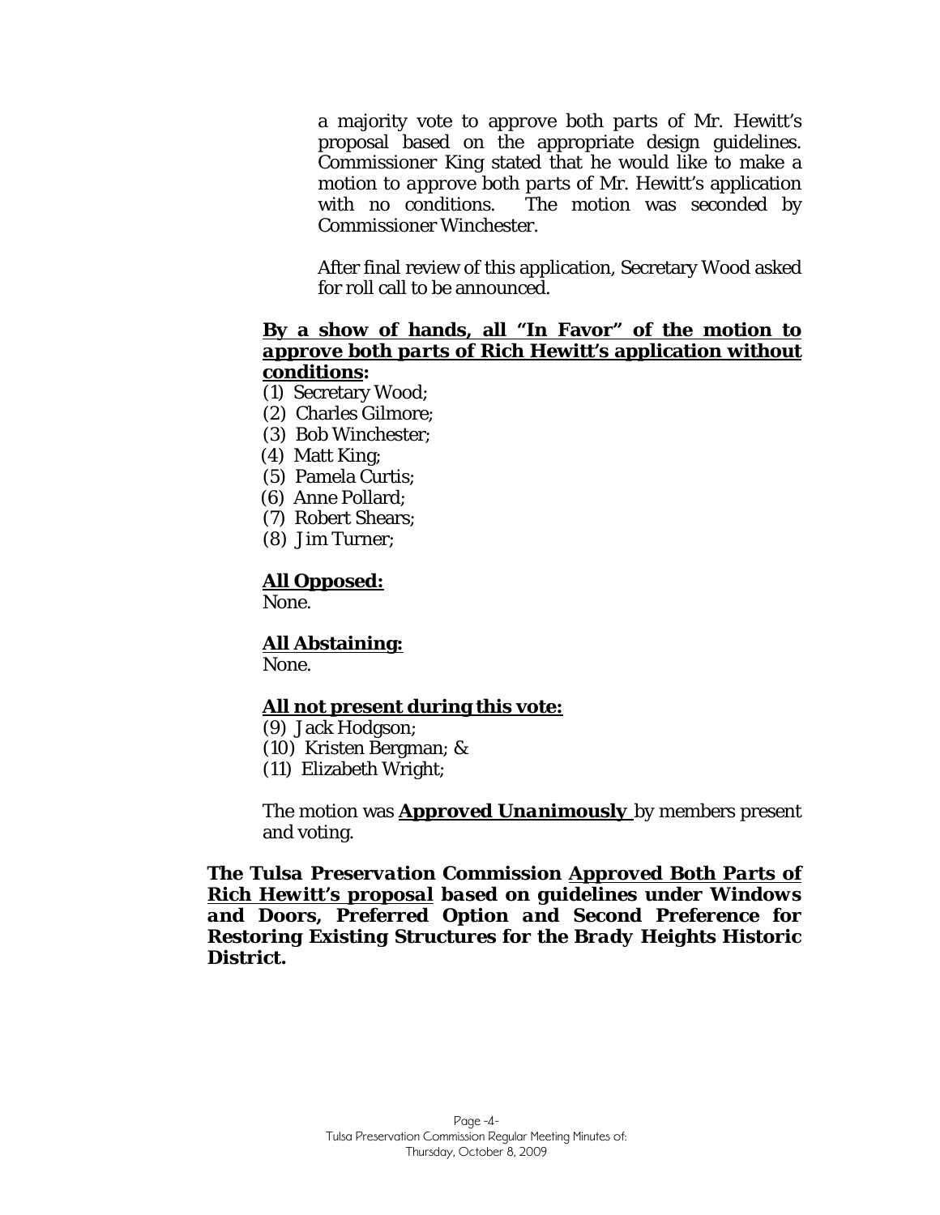a majority vote to approve both *parts* of Mr. Hewitt's proposal based on the appropriate design guidelines. Commissioner King stated that he would like to make a motion to *approve both parts* of Mr. Hewitt's application with no conditions. The motion was seconded by Commissioner Winchester.

After final review of this application, Secretary Wood asked for roll call to be announced.

**<u>By a show of hands, all "In Favor" of the motion to approve both *parts* of Rich Hewitt's application without conditions</u>:**

(1) Secretary Wood;
(2) Charles Gilmore;
(3) Bob Winchester;
(4) Matt King;
(5) Pamela Curtis;
(6) Anne Pollard;
(7) Robert Shears;
(8) Jim Turner;

**<u>All Opposed:</u>**

None.

**<u>All Abstaining:</u>**

None.

**<u>All not present during this vote:</u>**

(9) Jack Hodgson;
(10) Kristen Bergman; &
(11) Elizabeth Wright;

The motion was ***<u>Approved Unanimously</u>*** by members present and voting.

***The Tulsa Preservation Commission <u>Approved Both Parts of Rich Hewitt's proposal</u> based on guidelines under Windows and Doors, Preferred Option and Second Preference for Restoring Existing Structures for the Brady Heights Historic District.***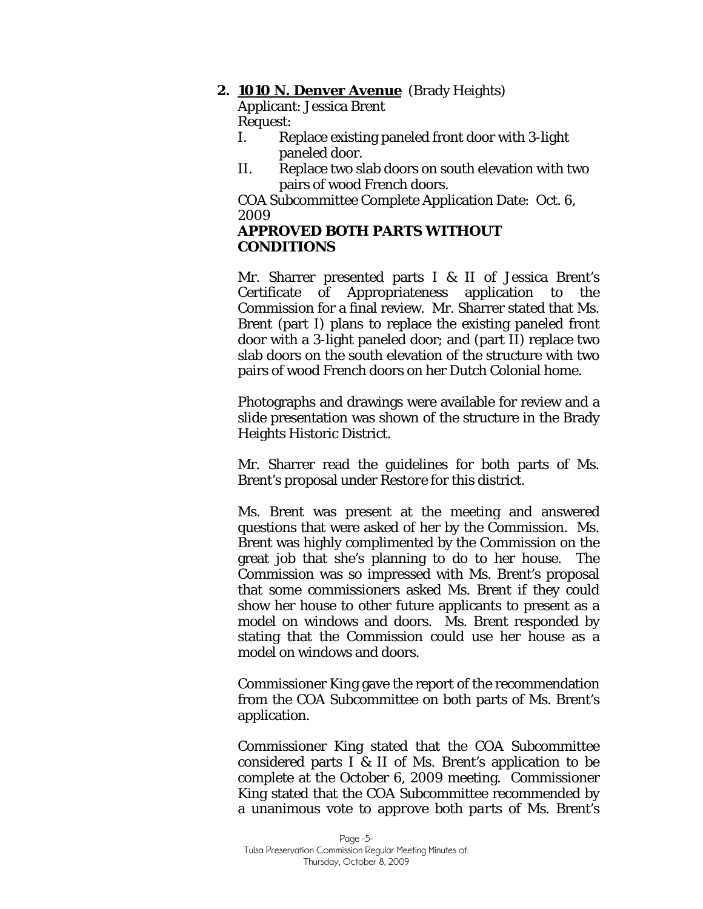**2. <u>1010 N. Denver Avenue</u>** (Brady Heights)

Applicant: Jessica Brent

Request:

I. Replace existing paneled front door with 3-light paneled door.

II. Replace two slab doors on south elevation with two pairs of wood French doors.

COA Subcommittee Complete Application Date: Oct. 6, 2009

**APPROVED BOTH PARTS WITHOUT CONDITIONS**

Mr. Sharrer presented parts I & II of Jessica Brent's Certificate of Appropriateness application to the Commission for a final review. Mr. Sharrer stated that Ms. Brent (part I) plans to replace the existing paneled front door with a 3-light paneled door; and (part II) replace two slab doors on the south elevation of the structure with two pairs of wood French doors on her Dutch Colonial home.

Photographs and drawings were available for review and a slide presentation was shown of the structure in the Brady Heights Historic District.

Mr. Sharrer read the guidelines for both parts of Ms. Brent's proposal under *Restore* for this district.

Ms. Brent was present at the meeting and answered questions that were asked of her by the Commission. Ms. Brent was highly complimented by the Commission on the great job that she's planning to do to her house. The Commission was so impressed with Ms. Brent's proposal that some commissioners asked Ms. Brent if they could show her house to other future applicants to present as a model on windows and doors. Ms. Brent responded by stating that the Commission could use her house as a model on windows and doors.

Commissioner King gave the report of the recommendation from the COA Subcommittee on both parts of Ms. Brent's application.

Commissioner King stated that the COA Subcommittee considered parts I & II of Ms. Brent's application to be complete at the October 6, 2009 meeting. Commissioner King stated that the COA Subcommittee recommended by a unanimous vote to approve both parts of Ms. Brent's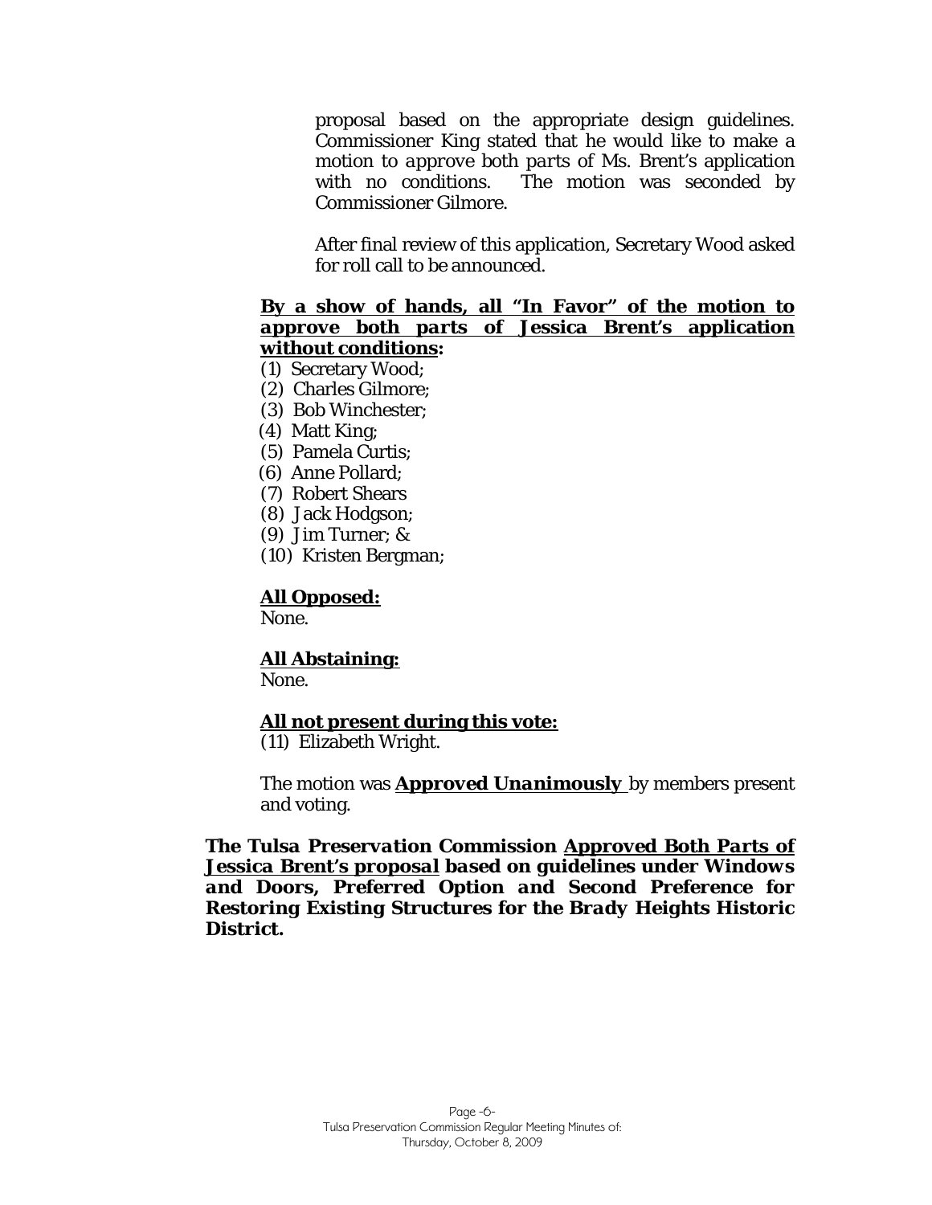proposal based on the appropriate design guidelines. Commissioner King stated that he would like to make a motion to *approve both parts* of Ms. Brent's application with no conditions. The motion was seconded by Commissioner Gilmore.

After final review of this application, Secretary Wood asked for roll call to be announced.

**By a show of hands, all "In Favor" of the motion to *approve both parts* of Jessica Brent's application without conditions:**

(1) Secretary Wood;
(2) Charles Gilmore;
(3) Bob Winchester;
(4) Matt King;
(5) Pamela Curtis;
(6) Anne Pollard;
(7) Robert Shears
(8) Jack Hodgson;
(9) Jim Turner; &
(10) Kristen Bergman;

**All Opposed:**
None.

**All Abstaining:**
None.

**All not present during this vote:**
(11) Elizabeth Wright.

The motion was ***Approved Unanimously*** by members present and voting.

***The Tulsa Preservation Commission Approved Both Parts of Jessica Brent's proposal based on guidelines under Windows and Doors, Preferred Option and Second Preference for Restoring Existing Structures for the Brady Heights Historic District.***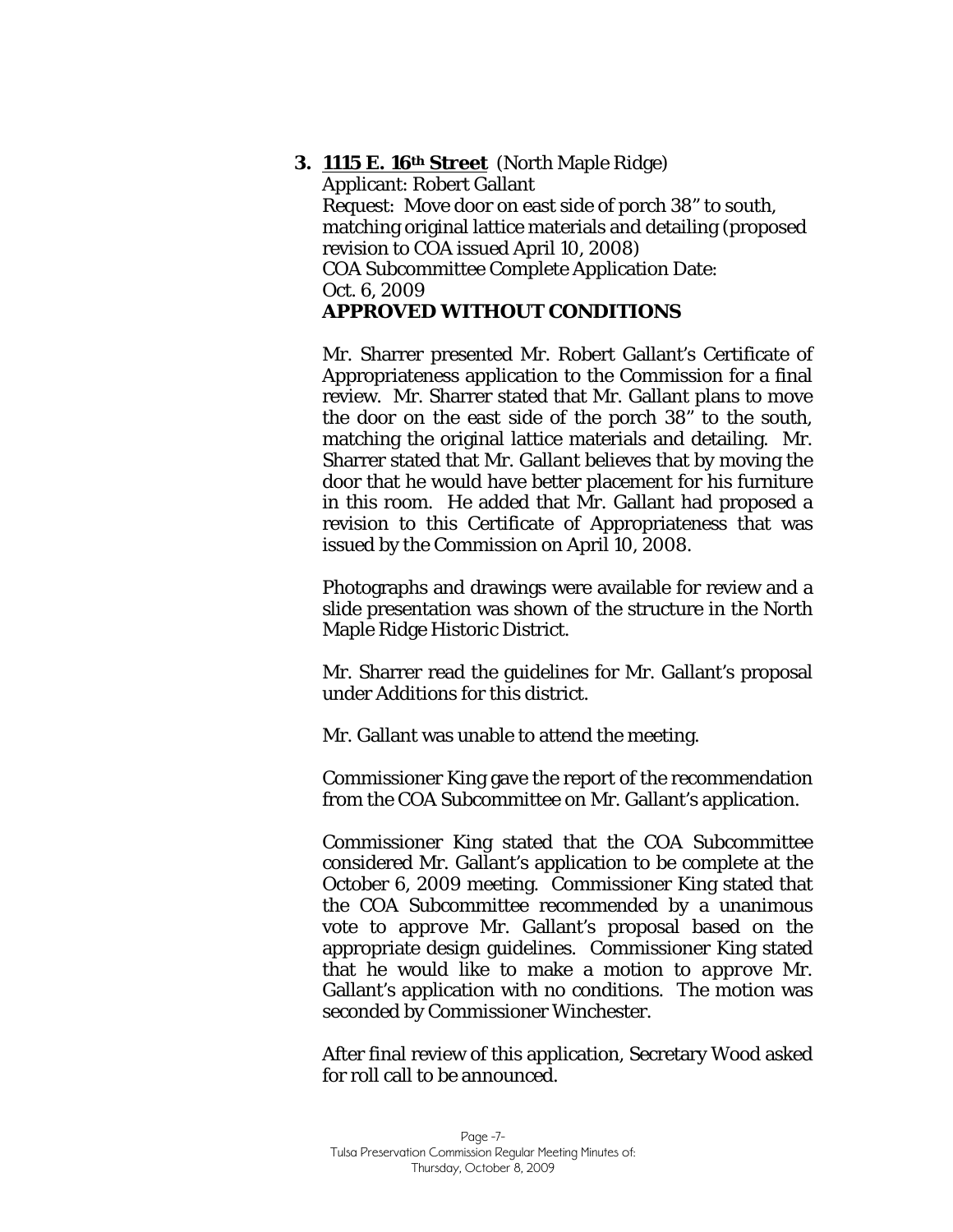**3. <u>1115 E. 16th Street</u>** (North Maple Ridge)
Applicant: Robert Gallant
Request: Move door on east side of porch 38" to south, matching original lattice materials and detailing (proposed revision to COA issued April 10, 2008)
COA Subcommittee Complete Application Date: Oct. 6, 2009
**APPROVED WITHOUT CONDITIONS**

Mr. Sharrer presented Mr. Robert Gallant's Certificate of Appropriateness application to the Commission for a final review. Mr. Sharrer stated that Mr. Gallant plans to move the door on the east side of the porch 38" to the south, matching the original lattice materials and detailing. Mr. Sharrer stated that Mr. Gallant believes that by moving the door that he would have better placement for his furniture in this room. He added that Mr. Gallant had proposed a revision to this Certificate of Appropriateness that was issued by the Commission on April 10, 2008.

Photographs and drawings were available for review and a slide presentation was shown of the structure in the North Maple Ridge Historic District.

Mr. Sharrer read the guidelines for Mr. Gallant's proposal under Additions for this district.

Mr. Gallant was unable to attend the meeting.

Commissioner King gave the report of the recommendation from the COA Subcommittee on Mr. Gallant's application.

Commissioner King stated that the COA Subcommittee considered Mr. Gallant's application to be complete at the October 6, 2009 meeting. Commissioner King stated that the COA Subcommittee recommended by a unanimous vote to approve Mr. Gallant's proposal based on the appropriate design guidelines. Commissioner King stated that he would like to make a motion to approve Mr. Gallant's application with no conditions. The motion was seconded by Commissioner Winchester.

After final review of this application, Secretary Wood asked for roll call to be announced.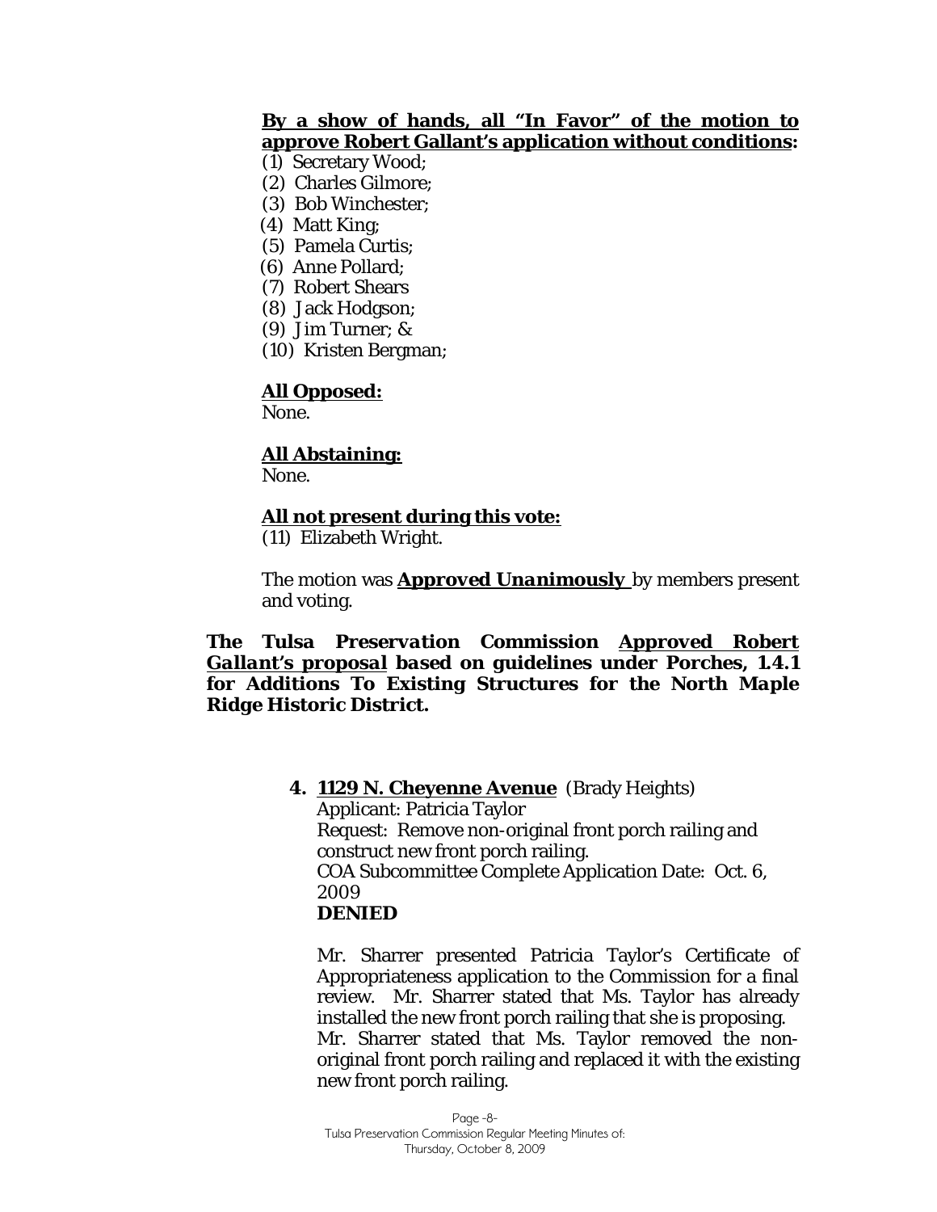**By a show of hands, all "In Favor" of the motion to approve Robert Gallant's application without conditions:**

(1) Secretary Wood;
(2) Charles Gilmore;
(3) Bob Winchester;
(4) Matt King;
(5) Pamela Curtis;
(6) Anne Pollard;
(7) Robert Shears
(8) Jack Hodgson;
(9) Jim Turner; &
(10) Kristen Bergman;

**All Opposed:**
None.

**All Abstaining:**
None.

**All not present during this vote:**
(11) Elizabeth Wright.

The motion was ***Approved Unanimously*** by members present and voting.

***The Tulsa Preservation Commission Approved Robert Gallant's proposal based on guidelines under Porches, 1.4.1 for Additions To Existing Structures for the North Maple Ridge Historic District.***

**4. 1129 N. Cheyenne Avenue** (Brady Heights)
Applicant: Patricia Taylor
Request: Remove non-original front porch railing and construct new front porch railing.
COA Subcommittee Complete Application Date: Oct. 6, 2009
***DENIED***

Mr. Sharrer presented Patricia Taylor's Certificate of Appropriateness application to the Commission for a final review. Mr. Sharrer stated that Ms. Taylor has already installed the new front porch railing that she is proposing. Mr. Sharrer stated that Ms. Taylor removed the non-original front porch railing and replaced it with the existing new front porch railing.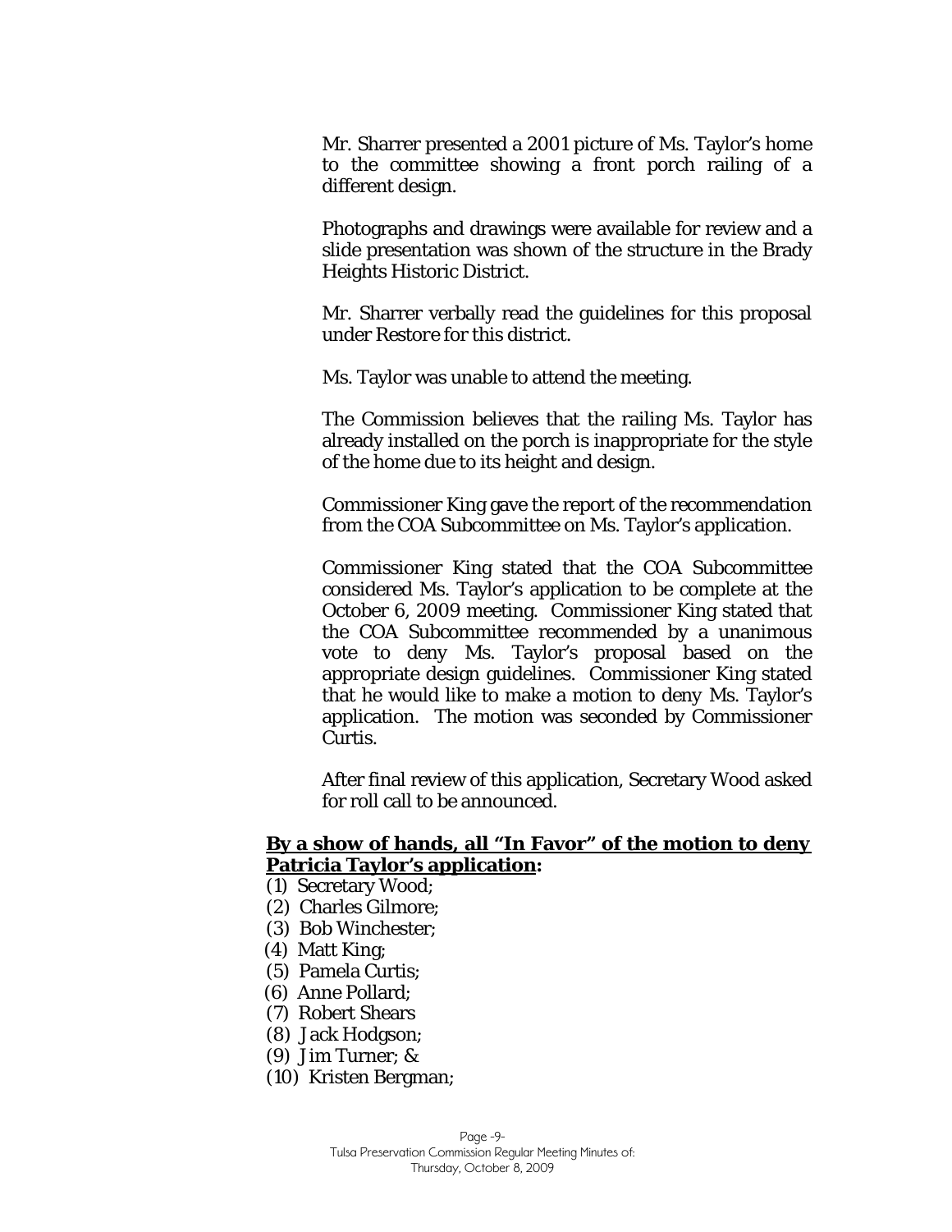Mr. Sharrer presented a 2001 picture of Ms. Taylor's home to the committee showing a front porch railing of a different design.

Photographs and drawings were available for review and a slide presentation was shown of the structure in the Brady Heights Historic District.

Mr. Sharrer verbally read the guidelines for this proposal under *Restore* for this district.

Ms. Taylor was unable to attend the meeting.

The Commission believes that the railing Ms. Taylor has already installed on the porch is inappropriate for the style of the home due to its height and design.

Commissioner King gave the report of the recommendation from the COA Subcommittee on Ms. Taylor's application.

Commissioner King stated that the COA Subcommittee considered Ms. Taylor's application to be complete at the October 6, 2009 meeting. Commissioner King stated that the COA Subcommittee recommended by a unanimous vote to deny Ms. Taylor's proposal based on the appropriate design guidelines. Commissioner King stated that he would like to make a motion to deny Ms. Taylor's application. The motion was seconded by Commissioner Curtis.

After final review of this application, Secretary Wood asked for roll call to be announced.

**By a show of hands, all "In Favor" of the motion to deny Patricia Taylor's application:**

(1) Secretary Wood;
(2) Charles Gilmore;
(3) Bob Winchester;
(4) Matt King;
(5) Pamela Curtis;
(6) Anne Pollard;
(7) Robert Shears
(8) Jack Hodgson;
(9) Jim Turner; &
(10) Kristen Bergman;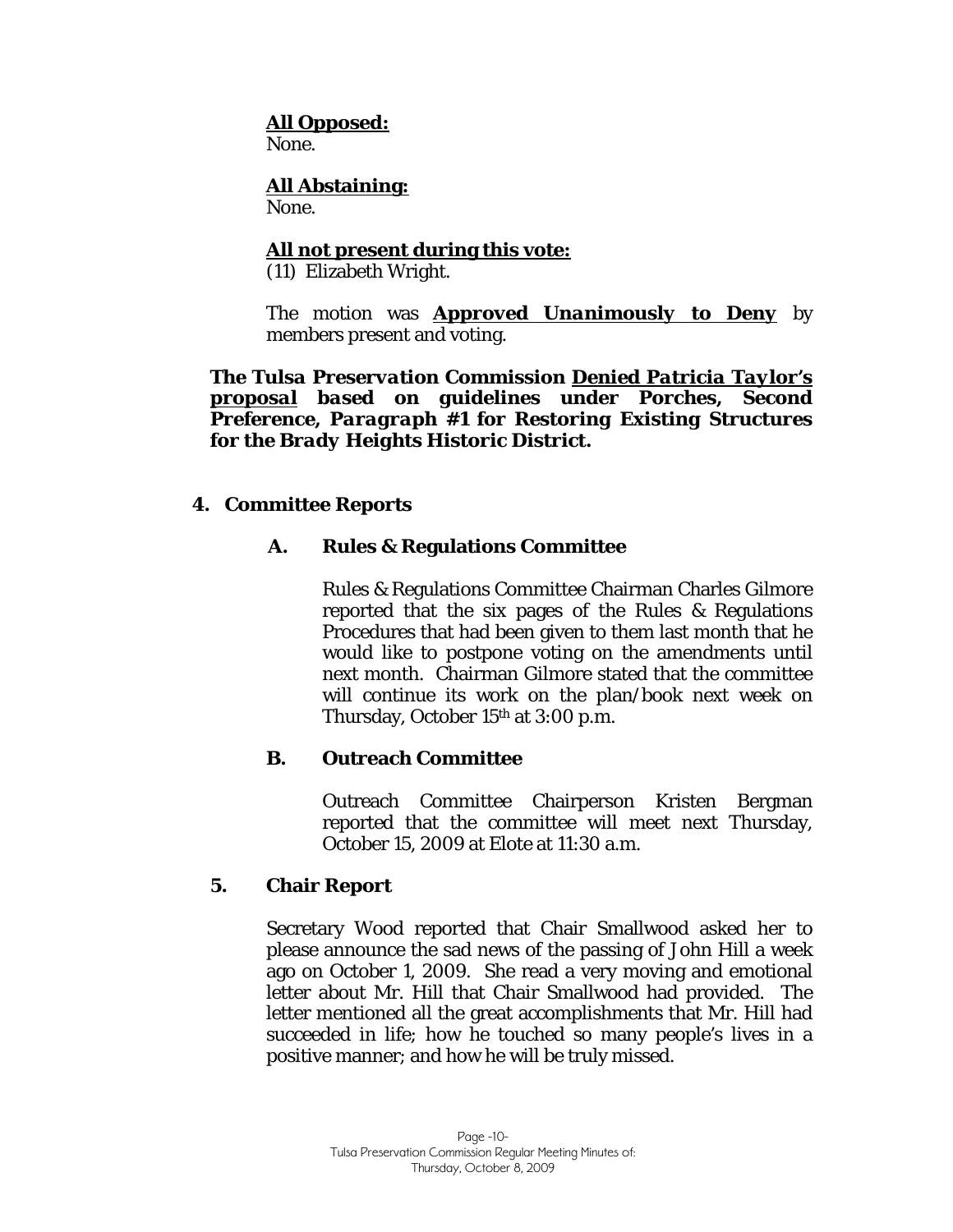**<u>All Opposed:</u>**
None.

**<u>All Abstaining:</u>**
None.

**<u>All not present during this vote:</u>**
(11) Elizabeth Wright.

The motion was ***<u>Approved Unanimously to Deny</u>*** by members present and voting.

***The Tulsa Preservation Commission <u>Denied Patricia Taylor's proposal</u> based on guidelines under Porches, Second Preference, Paragraph #1 for Restoring Existing Structures for the Brady Heights Historic District.***

## 4. Committee Reports

### A. Rules & Regulations Committee

Rules & Regulations Committee Chairman Charles Gilmore reported that the six pages of the Rules & Regulations Procedures that had been given to them last month that he would like to postpone voting on the amendments until next month. Chairman Gilmore stated that the committee will continue its work on the plan/book next week on Thursday, October 15th at 3:00 p.m.

### B. Outreach Committee

Outreach Committee Chairperson Kristen Bergman reported that the committee will meet next Thursday, October 15, 2009 at Elote at 11:30 a.m.

## 5. Chair Report

Secretary Wood reported that Chair Smallwood asked her to please announce the sad news of the passing of John Hill a week ago on October 1, 2009. She read a very moving and emotional letter about Mr. Hill that Chair Smallwood had provided. The letter mentioned all the great accomplishments that Mr. Hill had succeeded in life; how he touched so many people's lives in a positive manner; and how he will be truly missed.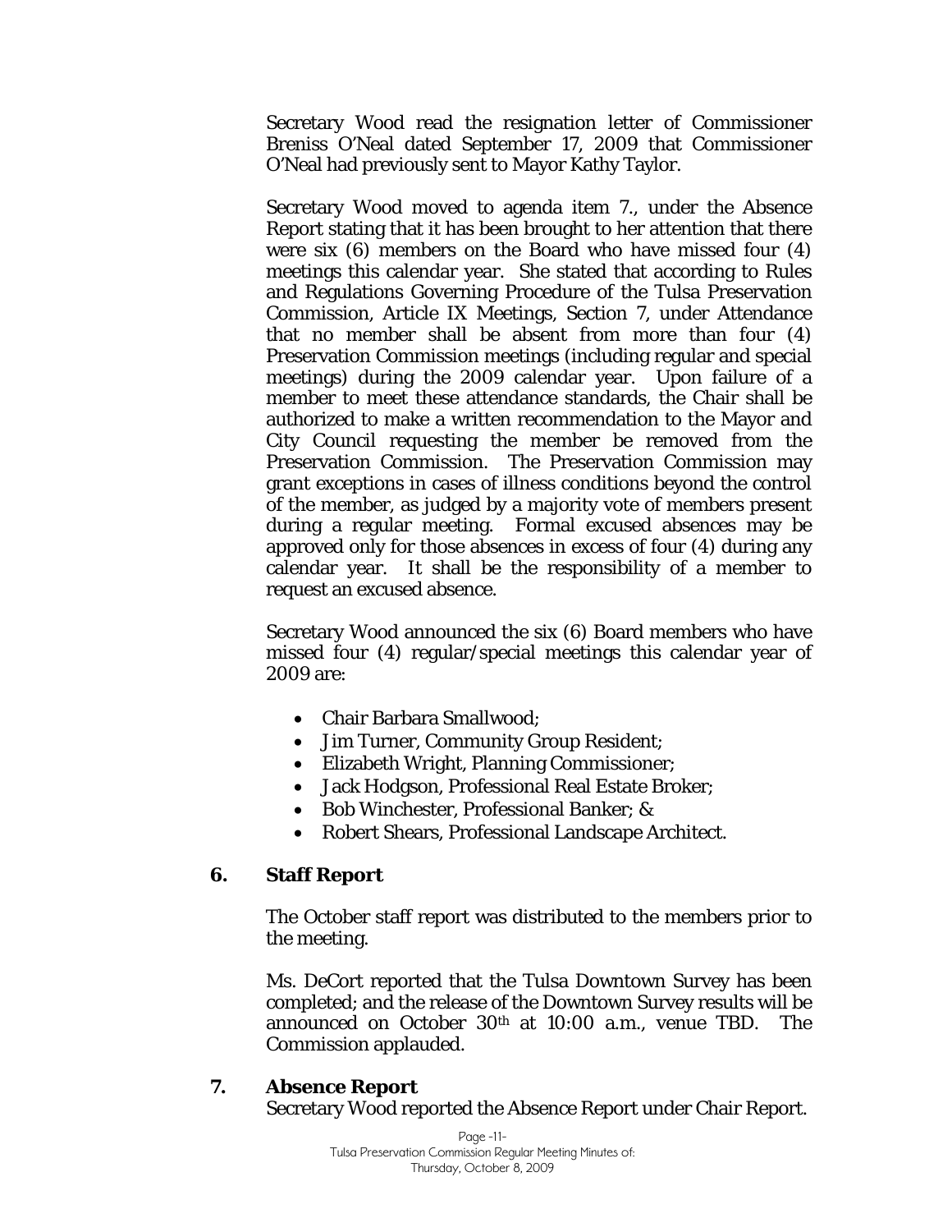Secretary Wood read the resignation letter of Commissioner Breniss O'Neal dated September 17, 2009 that Commissioner O'Neal had previously sent to Mayor Kathy Taylor.

Secretary Wood moved to agenda item 7., under the Absence Report stating that it has been brought to her attention that there were six (6) members on the Board who have missed four (4) meetings this calendar year. She stated that according to Rules and Regulations Governing Procedure of the Tulsa Preservation Commission, Article IX Meetings, Section 7, under Attendance that no member shall be absent from more than four (4) Preservation Commission meetings (including regular and special meetings) during the 2009 calendar year. Upon failure of a member to meet these attendance standards, the Chair shall be authorized to make a written recommendation to the Mayor and City Council requesting the member be removed from the Preservation Commission. The Preservation Commission may grant exceptions in cases of illness conditions beyond the control of the member, as judged by a majority vote of members present during a regular meeting. Formal excused absences may be approved only for those absences in excess of four (4) during any calendar year. It shall be the responsibility of a member to request an excused absence.

Secretary Wood announced the six (6) Board members who have missed four (4) regular/special meetings this calendar year of 2009 are:

- Chair Barbara Smallwood;
- Jim Turner, Community Group Resident;
- Elizabeth Wright, Planning Commissioner;
- Jack Hodgson, Professional Real Estate Broker;
- Bob Winchester, Professional Banker; &
- Robert Shears, Professional Landscape Architect.

## 6. Staff Report

The October staff report was distributed to the members prior to the meeting.

Ms. DeCort reported that the Tulsa Downtown Survey has been completed; and the release of the Downtown Survey results will be announced on October 30th at 10:00 a.m., venue TBD. The Commission applauded.

## 7. Absence Report

Secretary Wood reported the Absence Report under Chair Report.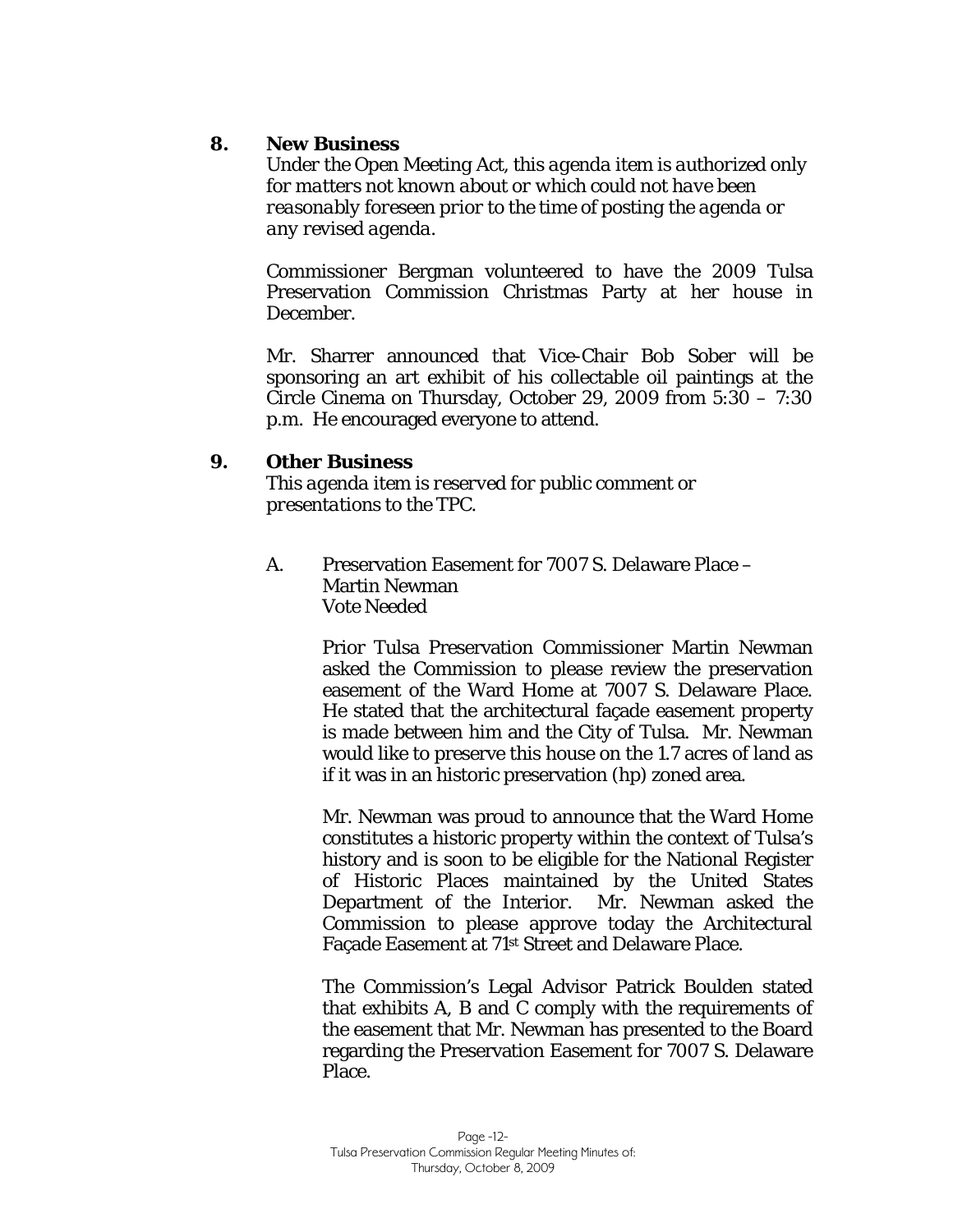**8. New Business**

*Under the Open Meeting Act, this agenda item is authorized only for matters not known about or which could not have been reasonably foreseen prior to the time of posting the agenda or any revised agenda.*

Commissioner Bergman volunteered to have the 2009 Tulsa Preservation Commission Christmas Party at her house in December.

Mr. Sharrer announced that Vice-Chair Bob Sober will be sponsoring an art exhibit of his collectable oil paintings at the Circle Cinema on Thursday, October 29, 2009 from 5:30 – 7:30 p.m. He encouraged everyone to attend.

**9. Other Business**

*This agenda item is reserved for public comment or presentations to the TPC.*

A. Preservation Easement for 7007 S. Delaware Place – Martin Newman
Vote Needed

Prior Tulsa Preservation Commissioner Martin Newman asked the Commission to please review the preservation easement of the Ward Home at 7007 S. Delaware Place. He stated that the architectural façade easement property is made between him and the City of Tulsa. Mr. Newman would like to preserve this house on the 1.7 acres of land as if it was in an historic preservation (hp) zoned area.

Mr. Newman was proud to announce that the Ward Home constitutes a historic property within the context of Tulsa's history and is soon to be eligible for the National Register of Historic Places maintained by the United States Department of the Interior. Mr. Newman asked the Commission to please approve today the Architectural Façade Easement at 71st Street and Delaware Place.

The Commission's Legal Advisor Patrick Boulden stated that exhibits A, B and C comply with the requirements of the easement that Mr. Newman has presented to the Board regarding the Preservation Easement for 7007 S. Delaware Place.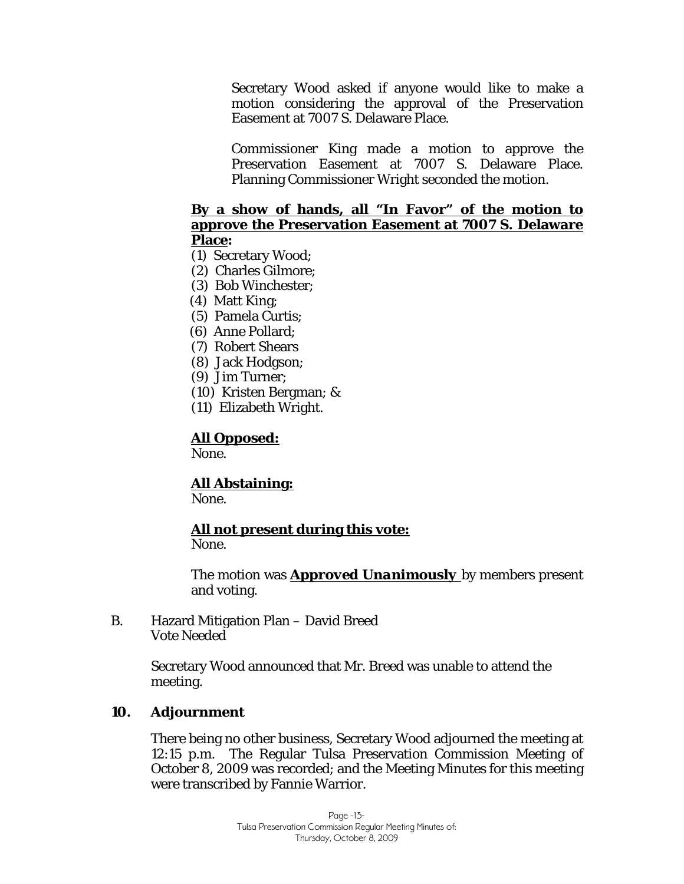Secretary Wood asked if anyone would like to make a motion considering the approval of the Preservation Easement at 7007 S. Delaware Place.

Commissioner King made a motion to approve the Preservation Easement at 7007 S. Delaware Place. Planning Commissioner Wright seconded the motion.

**By a show of hands, all "In Favor" of the motion to approve the Preservation Easement at 7007 S. Delaware Place:**

(1) Secretary Wood;
(2) Charles Gilmore;
(3) Bob Winchester;
(4) Matt King;
(5) Pamela Curtis;
(6) Anne Pollard;
(7) Robert Shears
(8) Jack Hodgson;
(9) Jim Turner;
(10) Kristen Bergman; &
(11) Elizabeth Wright.

**All Opposed:**
None.

**All Abstaining:**
None.

**All not present during this vote:**
None.

The motion was ***Approved Unanimously*** by members present and voting.

B. Hazard Mitigation Plan – David Breed
Vote Needed

Secretary Wood announced that Mr. Breed was unable to attend the meeting.

## 10. Adjournment

There being no other business, Secretary Wood adjourned the meeting at 12:15 p.m. The Regular Tulsa Preservation Commission Meeting of October 8, 2009 was recorded; and the Meeting Minutes for this meeting were transcribed by Fannie Warrior.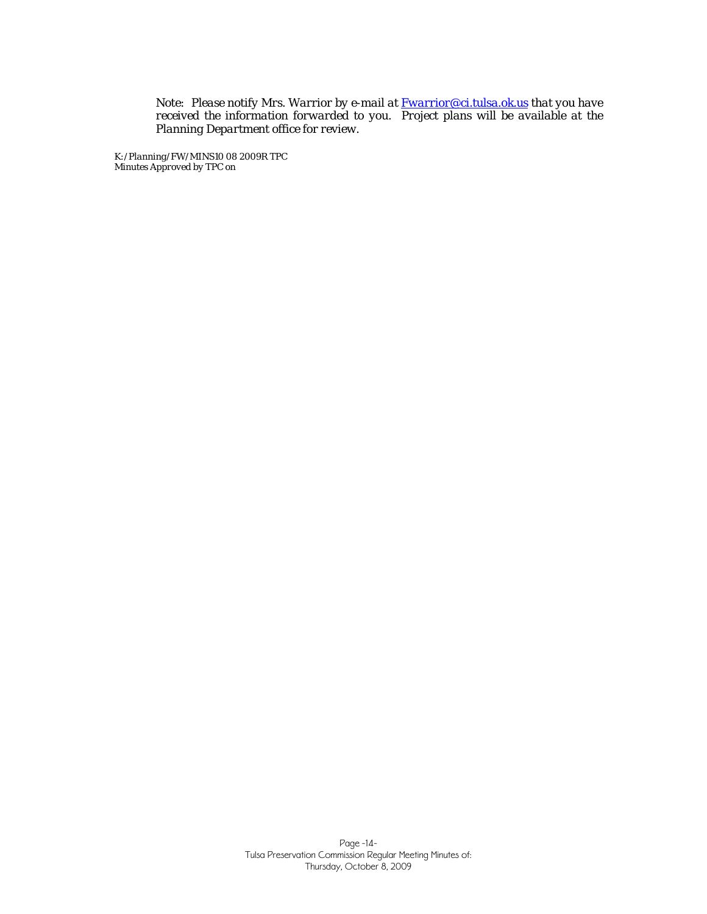*Note: Please notify Mrs. Warrior by e-mail at [Fwarrior@ci.tulsa.ok.us](mailto:Fwarrior@ci.tulsa.ok.us) that you have received the information forwarded to you. Project plans will be available at the Planning Department office for review.*

*K:/Planning/FW/MINS10 08 2009R TPC*
*Minutes Approved by TPC on*